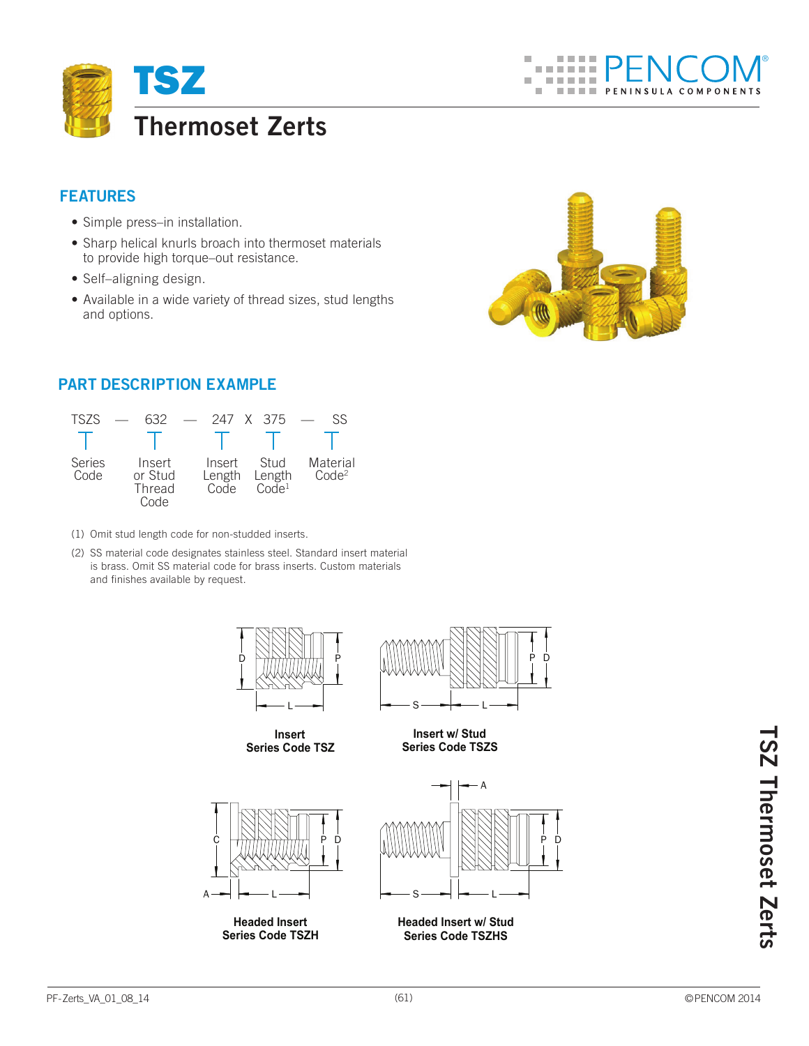# TSZ

## Thermoset Zerts

### FEATURES

- Simple press–in installation.
- Sharp helical knurls broach into thermoset materials to provide high torque–out resistance.
- Self–aligning design.
- Available in a wide variety of thread sizes, stud lengths and options.

### PART DESCRIPTION EXAMPLE

| TSZS | — | 632 | — | 247 | X | 375 | — | SS |
|---|---|---|---|---|---|---|---|---|
| Series Code | | Insert or Stud Thread Code | | Insert Length Code | | Stud Length Code[1] | | Material Code[2] |

(1) Omit stud length code for non-studded inserts.

(2) SS material code designates stainless steel. Standard insert material is brass. Omit SS material code for brass inserts. Custom materials and finishes available by request.

**Insert**
**Series Code TSZ**

**Insert w/ Stud**
**Series Code TSZS**

**Headed Insert**
**Series Code TSZH**

**Headed Insert w/ Stud**
**Series Code TSZHS**

TSZ Thermoset Zerts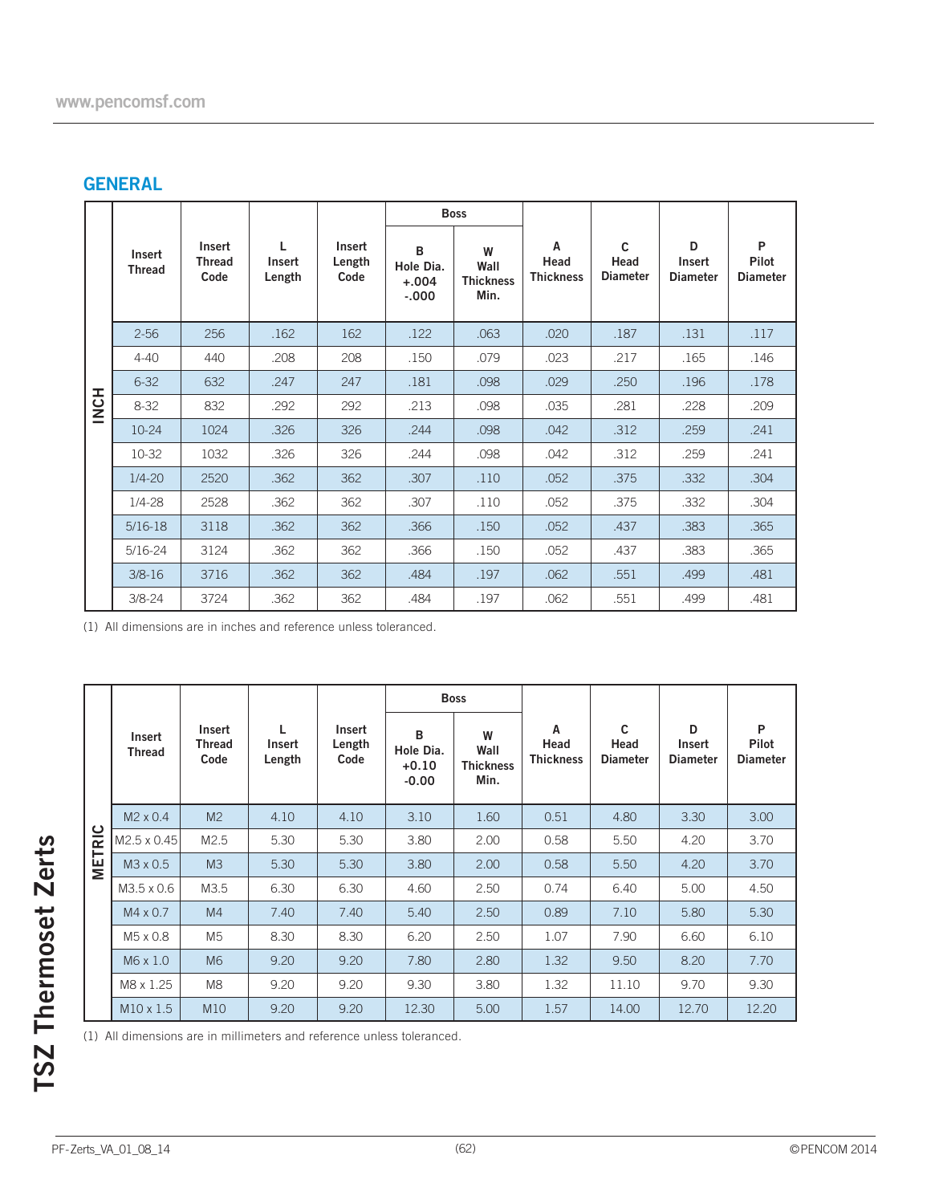## GENERAL

| | Insert Thread | Insert Thread Code | L Insert Length | Insert Length Code | Boss B Hole Dia. +.004 -.000 | Boss W Wall Thickness Min. | A Head Thickness | C Head Diameter | D Insert Diameter | P Pilot Diameter |
|---|---|---|---|---|---|---|---|---|---|---|
| INCH | 2-56 | 256 | .162 | 162 | .122 | .063 | .020 | .187 | .131 | .117 |
| | 4-40 | 440 | .208 | 208 | .150 | .079 | .023 | .217 | .165 | .146 |
| | 6-32 | 632 | .247 | 247 | .181 | .098 | .029 | .250 | .196 | .178 |
| | 8-32 | 832 | .292 | 292 | .213 | .098 | .035 | .281 | .228 | .209 |
| | 10-24 | 1024 | .326 | 326 | .244 | .098 | .042 | .312 | .259 | .241 |
| | 10-32 | 1032 | .326 | 326 | .244 | .098 | .042 | .312 | .259 | .241 |
| | 1/4-20 | 2520 | .362 | 362 | .307 | .110 | .052 | .375 | .332 | .304 |
| | 1/4-28 | 2528 | .362 | 362 | .307 | .110 | .052 | .375 | .332 | .304 |
| | 5/16-18 | 3118 | .362 | 362 | .366 | .150 | .052 | .437 | .383 | .365 |
| | 5/16-24 | 3124 | .362 | 362 | .366 | .150 | .052 | .437 | .383 | .365 |
| | 3/8-16 | 3716 | .362 | 362 | .484 | .197 | .062 | .551 | .499 | .481 |
| | 3/8-24 | 3724 | .362 | 362 | .484 | .197 | .062 | .551 | .499 | .481 |

(1) All dimensions are in inches and reference unless toleranced.

| | Insert Thread | Insert Thread Code | L Insert Length | Insert Length Code | Boss B Hole Dia. +0.10 -0.00 | Boss W Wall Thickness Min. | A Head Thickness | C Head Diameter | D Insert Diameter | P Pilot Diameter |
|---|---|---|---|---|---|---|---|---|---|---|
| METRIC | M2 x 0.4 | M2 | 4.10 | 4.10 | 3.10 | 1.60 | 0.51 | 4.80 | 3.30 | 3.00 |
| | M2.5 x 0.45 | M2.5 | 5.30 | 5.30 | 3.80 | 2.00 | 0.58 | 5.50 | 4.20 | 3.70 |
| | M3 x 0.5 | M3 | 5.30 | 5.30 | 3.80 | 2.00 | 0.58 | 5.50 | 4.20 | 3.70 |
| | M3.5 x 0.6 | M3.5 | 6.30 | 6.30 | 4.60 | 2.50 | 0.74 | 6.40 | 5.00 | 4.50 |
| | M4 x 0.7 | M4 | 7.40 | 7.40 | 5.40 | 2.50 | 0.89 | 7.10 | 5.80 | 5.30 |
| | M5 x 0.8 | M5 | 8.30 | 8.30 | 6.20 | 2.50 | 1.07 | 7.90 | 6.60 | 6.10 |
| | M6 x 1.0 | M6 | 9.20 | 9.20 | 7.80 | 2.80 | 1.32 | 9.50 | 8.20 | 7.70 |
| | M8 x 1.25 | M8 | 9.20 | 9.20 | 9.30 | 3.80 | 1.32 | 11.10 | 9.70 | 9.30 |
| | M10 x 1.5 | M10 | 9.20 | 9.20 | 12.30 | 5.00 | 1.57 | 14.00 | 12.70 | 12.20 |

(1) All dimensions are in millimeters and reference unless toleranced.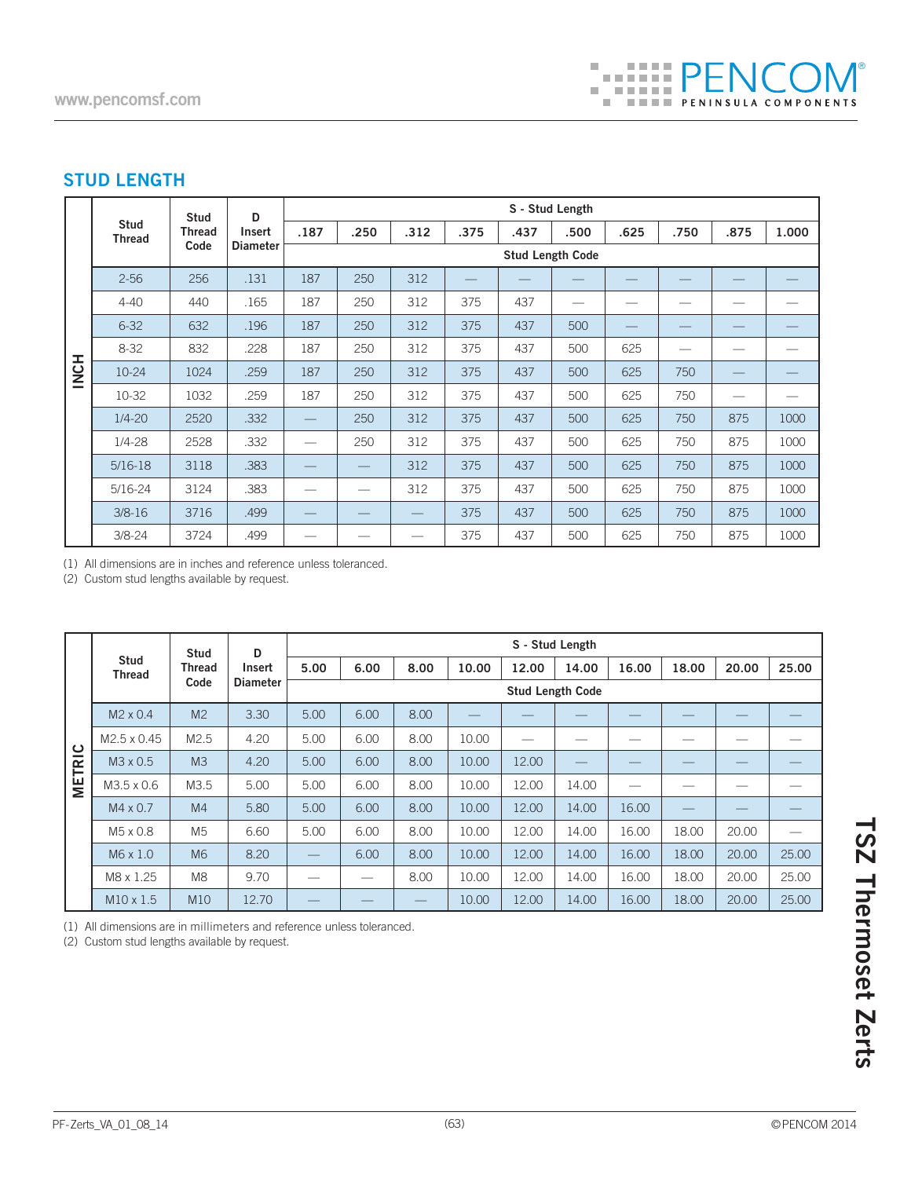## STUD LENGTH

| | Stud Thread | Stud Thread Code | D Insert Diameter | S - Stud Length | | | | | | | | | |
|---|---|---|---|---|---|---|---|---|---|---|---|---|---|
| | | | | .187 | .250 | .312 | .375 | .437 | .500 | .625 | .750 | .875 | 1.000 |
| | | | | Stud Length Code | | | | | | | | | |
| INCH | 2-56 | 256 | .131 | 187 | 250 | 312 | — | — | — | — | — | — | — |
| INCH | 4-40 | 440 | .165 | 187 | 250 | 312 | 375 | 437 | — | — | — | — | — |
| INCH | 6-32 | 632 | .196 | 187 | 250 | 312 | 375 | 437 | 500 | — | — | — | — |
| INCH | 8-32 | 832 | .228 | 187 | 250 | 312 | 375 | 437 | 500 | 625 | — | — | — |
| INCH | 10-24 | 1024 | .259 | 187 | 250 | 312 | 375 | 437 | 500 | 625 | 750 | — | — |
| INCH | 10-32 | 1032 | .259 | 187 | 250 | 312 | 375 | 437 | 500 | 625 | 750 | — | — |
| INCH | 1/4-20 | 2520 | .332 | — | 250 | 312 | 375 | 437 | 500 | 625 | 750 | 875 | 1000 |
| INCH | 1/4-28 | 2528 | .332 | — | 250 | 312 | 375 | 437 | 500 | 625 | 750 | 875 | 1000 |
| INCH | 5/16-18 | 3118 | .383 | — | — | 312 | 375 | 437 | 500 | 625 | 750 | 875 | 1000 |
| INCH | 5/16-24 | 3124 | .383 | — | — | 312 | 375 | 437 | 500 | 625 | 750 | 875 | 1000 |
| INCH | 3/8-16 | 3716 | .499 | — | — | — | 375 | 437 | 500 | 625 | 750 | 875 | 1000 |
| INCH | 3/8-24 | 3724 | .499 | — | — | — | 375 | 437 | 500 | 625 | 750 | 875 | 1000 |

(1) All dimensions are in inches and reference unless toleranced.
(2) Custom stud lengths available by request.

| | Stud Thread | Stud Thread Code | D Insert Diameter | S - Stud Length | | | | | | | | | |
|---|---|---|---|---|---|---|---|---|---|---|---|---|---|
| | | | | 5.00 | 6.00 | 8.00 | 10.00 | 12.00 | 14.00 | 16.00 | 18.00 | 20.00 | 25.00 |
| | | | | Stud Length Code | | | | | | | | | |
| METRIC | M2 x 0.4 | M2 | 3.30 | 5.00 | 6.00 | 8.00 | — | — | — | — | — | — | — |
| METRIC | M2.5 x 0.45 | M2.5 | 4.20 | 5.00 | 6.00 | 8.00 | 10.00 | — | — | — | — | — | — |
| METRIC | M3 x 0.5 | M3 | 4.20 | 5.00 | 6.00 | 8.00 | 10.00 | 12.00 | — | — | — | — | — |
| METRIC | M3.5 x 0.6 | M3.5 | 5.00 | 5.00 | 6.00 | 8.00 | 10.00 | 12.00 | 14.00 | — | — | — | — |
| METRIC | M4 x 0.7 | M4 | 5.80 | 5.00 | 6.00 | 8.00 | 10.00 | 12.00 | 14.00 | 16.00 | — | — | — |
| METRIC | M5 x 0.8 | M5 | 6.60 | 5.00 | 6.00 | 8.00 | 10.00 | 12.00 | 14.00 | 16.00 | 18.00 | 20.00 | — |
| METRIC | M6 x 1.0 | M6 | 8.20 | — | 6.00 | 8.00 | 10.00 | 12.00 | 14.00 | 16.00 | 18.00 | 20.00 | 25.00 |
| METRIC | M8 x 1.25 | M8 | 9.70 | — | — | 8.00 | 10.00 | 12.00 | 14.00 | 16.00 | 18.00 | 20.00 | 25.00 |
| METRIC | M10 x 1.5 | M10 | 12.70 | — | — | — | 10.00 | 12.00 | 14.00 | 16.00 | 18.00 | 20.00 | 25.00 |

(1) All dimensions are in millimeters and reference unless toleranced.
(2) Custom stud lengths available by request.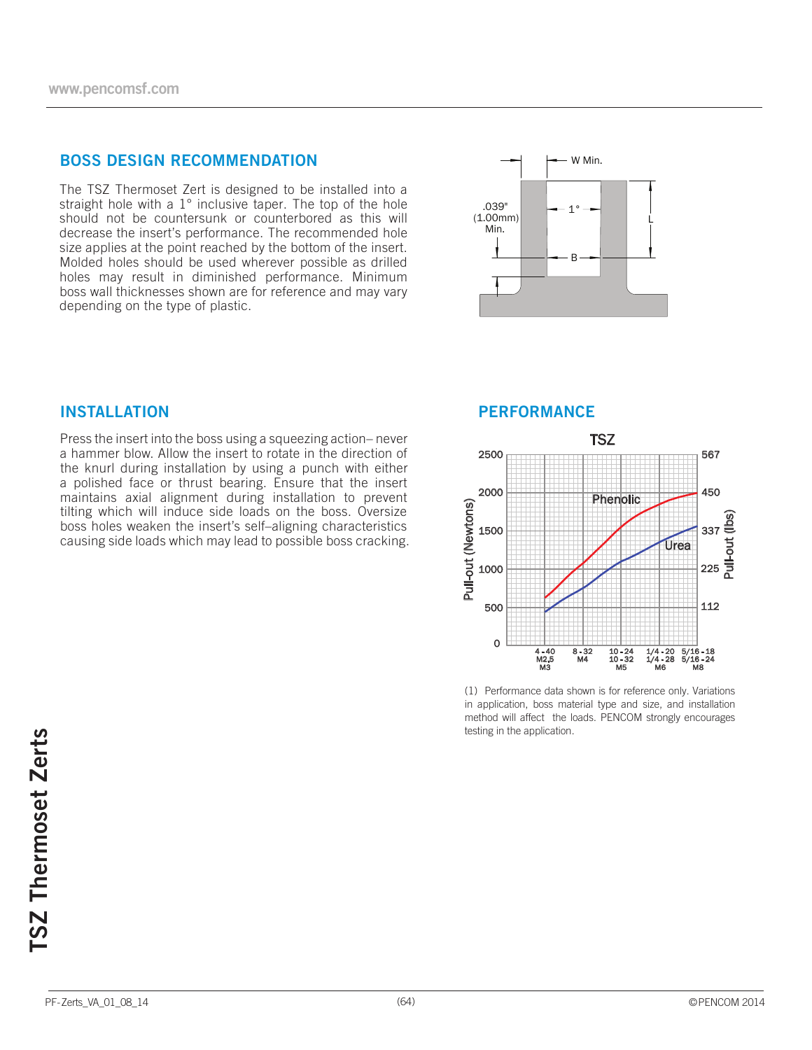## BOSS DESIGN RECOMMENDATION

The TSZ Thermoset Zert is designed to be installed into a straight hole with a 1° inclusive taper. The top of the hole should not be countersunk or counterbored as this will decrease the insert's performance. The recommended hole size applies at the point reached by the bottom of the insert. Molded holes should be used wherever possible as drilled holes may result in diminished performance. Minimum boss wall thicknesses shown are for reference and may vary depending on the type of plastic.

W Min.

.039"
(1.00mm)
Min.

1°

L

B

## INSTALLATION

Press the insert into the boss using a squeezing action– never a hammer blow. Allow the insert to rotate in the direction of the knurl during installation by using a punch with either a polished face or thrust bearing. Ensure that the insert maintains axial alignment during installation to prevent tilting which will induce side loads on the boss. Oversize boss holes weaken the insert's self–aligning characteristics causing side loads which may lead to possible boss cracking.

## PERFORMANCE

TSZ

Pull-out (Newtons)

2500
2000
1500
1000
500
0

Pull-out (lbs)

567
450
337
225
112

Phenolic

Urea

4 - 40
M2,5
M3

8 - 32
M4

10 - 24
10 - 32
M5

1/4 - 20
1/4 - 28
M6

5/16 - 18
5/16 - 24
M8

(1) Performance data shown is for reference only. Variations in application, boss material type and size, and installation method will affect the loads. PENCOM strongly encourages testing in the application.